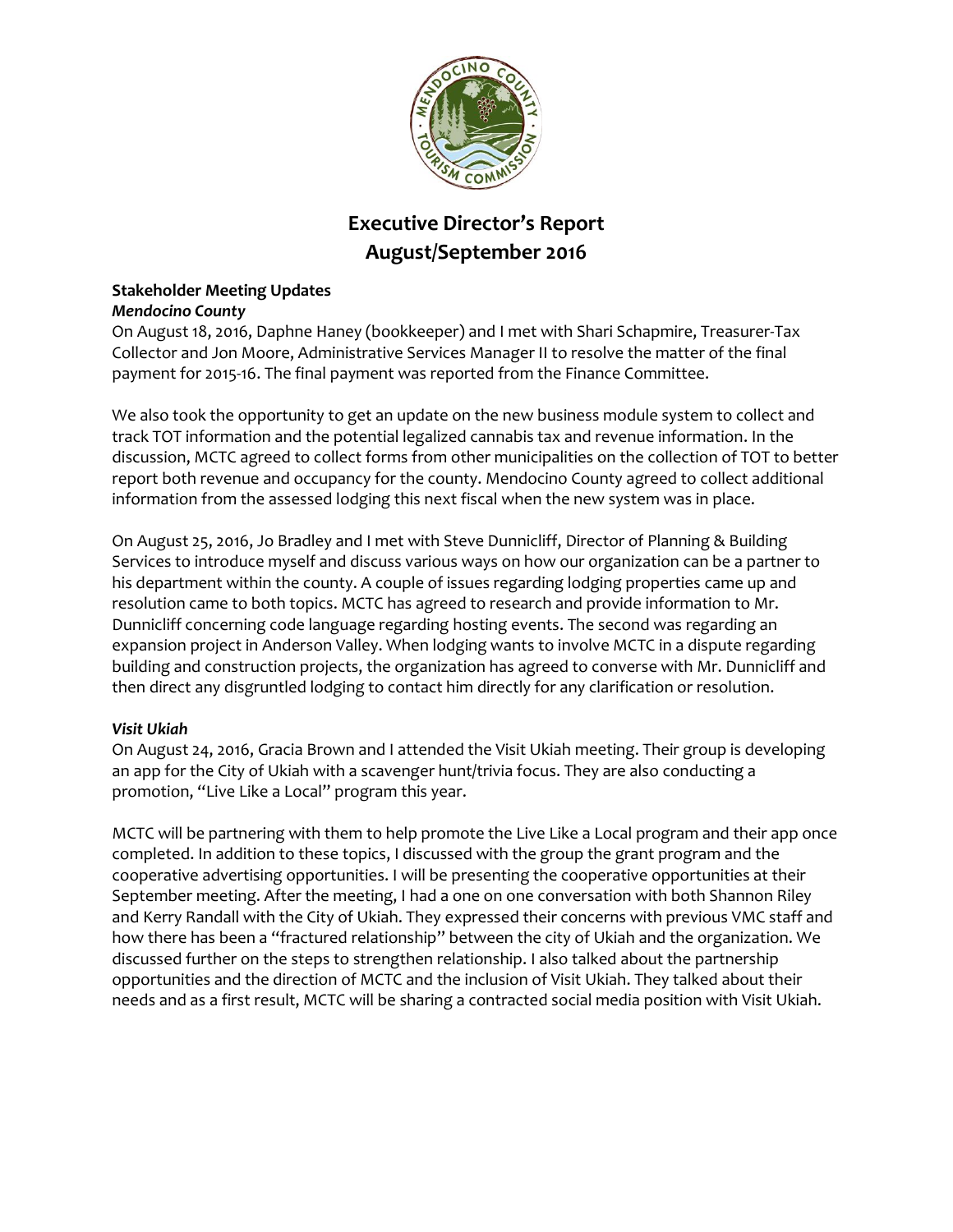# Executive Director's Report
## August/September 2016

**Stakeholder Meeting Updates**
***Mendocino County***

On August 18, 2016, Daphne Haney (bookkeeper) and I met with Shari Schapmire, Treasurer-Tax Collector and Jon Moore, Administrative Services Manager II to resolve the matter of the final payment for 2015-16. The final payment was reported from the Finance Committee.

We also took the opportunity to get an update on the new business module system to collect and track TOT information and the potential legalized cannabis tax and revenue information. In the discussion, MCTC agreed to collect forms from other municipalities on the collection of TOT to better report both revenue and occupancy for the county. Mendocino County agreed to collect additional information from the assessed lodging this next fiscal when the new system was in place.

On August 25, 2016, Jo Bradley and I met with Steve Dunnicliff, Director of Planning & Building Services to introduce myself and discuss various ways on how our organization can be a partner to his department within the county. A couple of issues regarding lodging properties came up and resolution came to both topics. MCTC has agreed to research and provide information to Mr. Dunnicliff concerning code language regarding hosting events. The second was regarding an expansion project in Anderson Valley. When lodging wants to involve MCTC in a dispute regarding building and construction projects, the organization has agreed to converse with Mr. Dunnicliff and then direct any disgruntled lodging to contact him directly for any clarification or resolution.

***Visit Ukiah***

On August 24, 2016, Gracia Brown and I attended the Visit Ukiah meeting. Their group is developing an app for the City of Ukiah with a scavenger hunt/trivia focus. They are also conducting a promotion, "Live Like a Local" program this year.

MCTC will be partnering with them to help promote the Live Like a Local program and their app once completed. In addition to these topics, I discussed with the group the grant program and the cooperative advertising opportunities. I will be presenting the cooperative opportunities at their September meeting. After the meeting, I had a one on one conversation with both Shannon Riley and Kerry Randall with the City of Ukiah. They expressed their concerns with previous VMC staff and how there has been a "fractured relationship" between the city of Ukiah and the organization. We discussed further on the steps to strengthen relationship. I also talked about the partnership opportunities and the direction of MCTC and the inclusion of Visit Ukiah. They talked about their needs and as a first result, MCTC will be sharing a contracted social media position with Visit Ukiah.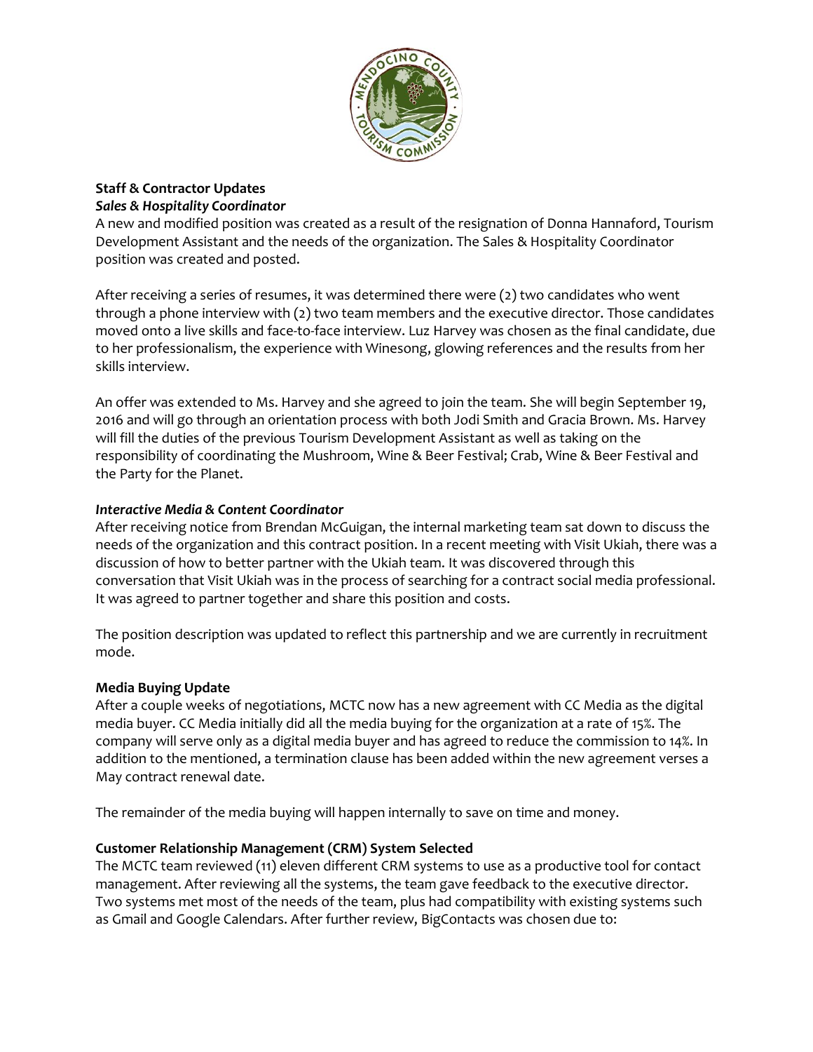**Staff & Contractor Updates**

***Sales & Hospitality Coordinator***

A new and modified position was created as a result of the resignation of Donna Hannaford, Tourism Development Assistant and the needs of the organization. The Sales & Hospitality Coordinator position was created and posted.

After receiving a series of resumes, it was determined there were (2) two candidates who went through a phone interview with (2) two team members and the executive director. Those candidates moved onto a live skills and face-to-face interview. Luz Harvey was chosen as the final candidate, due to her professionalism, the experience with Winesong, glowing references and the results from her skills interview.

An offer was extended to Ms. Harvey and she agreed to join the team. She will begin September 19, 2016 and will go through an orientation process with both Jodi Smith and Gracia Brown. Ms. Harvey will fill the duties of the previous Tourism Development Assistant as well as taking on the responsibility of coordinating the Mushroom, Wine & Beer Festival; Crab, Wine & Beer Festival and the Party for the Planet.

***Interactive Media & Content Coordinator***

After receiving notice from Brendan McGuigan, the internal marketing team sat down to discuss the needs of the organization and this contract position. In a recent meeting with Visit Ukiah, there was a discussion of how to better partner with the Ukiah team. It was discovered through this conversation that Visit Ukiah was in the process of searching for a contract social media professional. It was agreed to partner together and share this position and costs.

The position description was updated to reflect this partnership and we are currently in recruitment mode.

**Media Buying Update**

After a couple weeks of negotiations, MCTC now has a new agreement with CC Media as the digital media buyer. CC Media initially did all the media buying for the organization at a rate of 15%. The company will serve only as a digital media buyer and has agreed to reduce the commission to 14%. In addition to the mentioned, a termination clause has been added within the new agreement verses a May contract renewal date.

The remainder of the media buying will happen internally to save on time and money.

**Customer Relationship Management (CRM) System Selected**

The MCTC team reviewed (11) eleven different CRM systems to use as a productive tool for contact management. After reviewing all the systems, the team gave feedback to the executive director. Two systems met most of the needs of the team, plus had compatibility with existing systems such as Gmail and Google Calendars. After further review, BigContacts was chosen due to: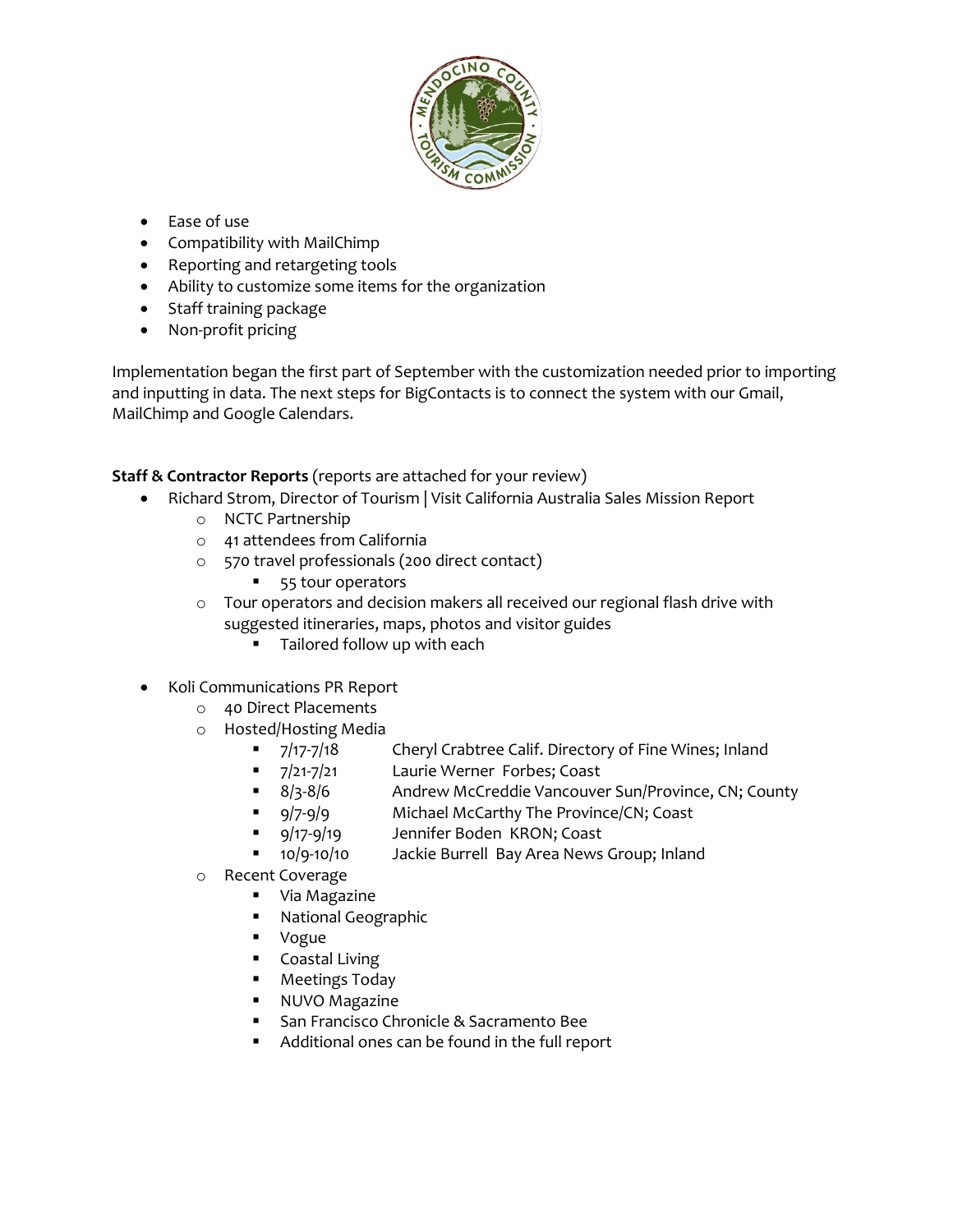- Ease of use
- Compatibility with MailChimp
- Reporting and retargeting tools
- Ability to customize some items for the organization
- Staff training package
- Non-profit pricing

Implementation began the first part of September with the customization needed prior to importing and inputting in data. The next steps for BigContacts is to connect the system with our Gmail, MailChimp and Google Calendars.

**Staff & Contractor Reports** (reports are attached for your review)

- Richard Strom, Director of Tourism | Visit California Australia Sales Mission Report
  - NCTC Partnership
  - 41 attendees from California
  - 570 travel professionals (200 direct contact)
    - 55 tour operators
  - Tour operators and decision makers all received our regional flash drive with suggested itineraries, maps, photos and visitor guides
    - Tailored follow up with each
- Koli Communications PR Report
  - 40 Direct Placements
  - Hosted/Hosting Media
    - 7/17-7/18 Cheryl Crabtree Calif. Directory of Fine Wines; Inland
    - 7/21-7/21 Laurie Werner Forbes; Coast
    - 8/3-8/6 Andrew McCreddie Vancouver Sun/Province, CN; County
    - 9/7-9/9 Michael McCarthy The Province/CN; Coast
    - 9/17-9/19 Jennifer Boden KRON; Coast
    - 10/9-10/10 Jackie Burrell Bay Area News Group; Inland
  - Recent Coverage
    - Via Magazine
    - National Geographic
    - Vogue
    - Coastal Living
    - Meetings Today
    - NUVO Magazine
    - San Francisco Chronicle & Sacramento Bee
    - Additional ones can be found in the full report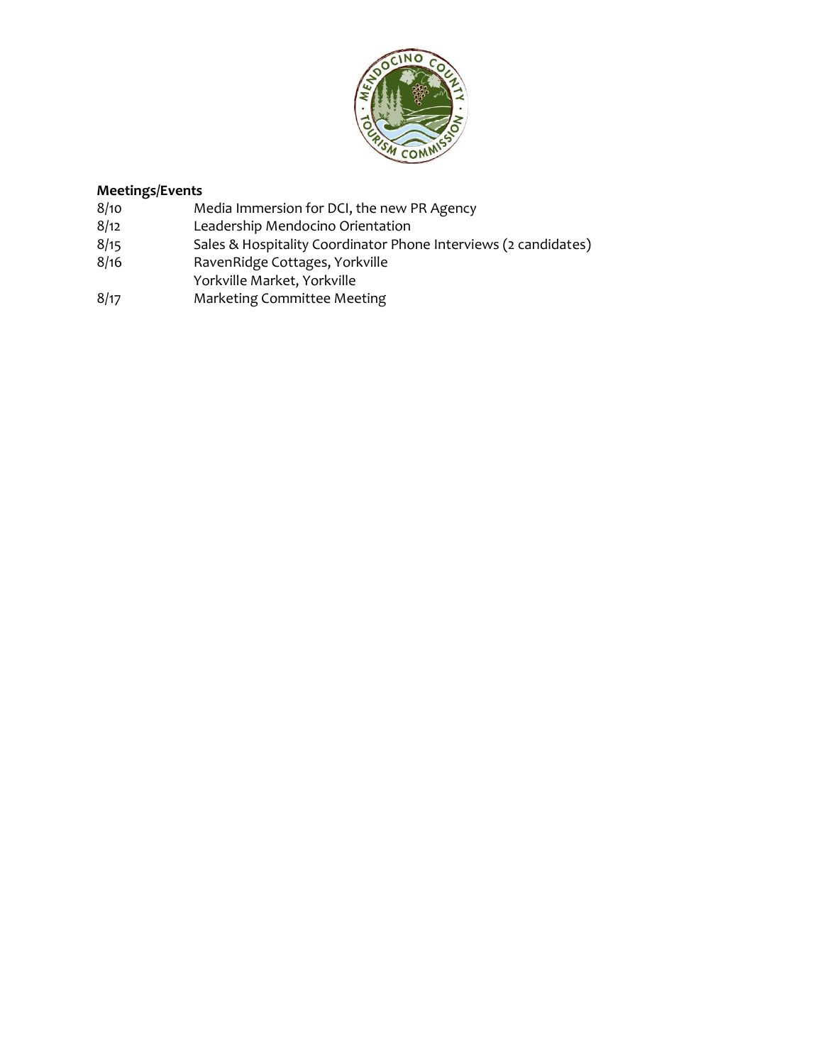**Meetings/Events**

| | |
|---|---|
| 8/10 | Media Immersion for DCI, the new PR Agency |
| 8/12 | Leadership Mendocino Orientation |
| 8/15 | Sales & Hospitality Coordinator Phone Interviews (2 candidates) |
| 8/16 | RavenRidge Cottages, Yorkville |
| | Yorkville Market, Yorkville |
| 8/17 | Marketing Committee Meeting |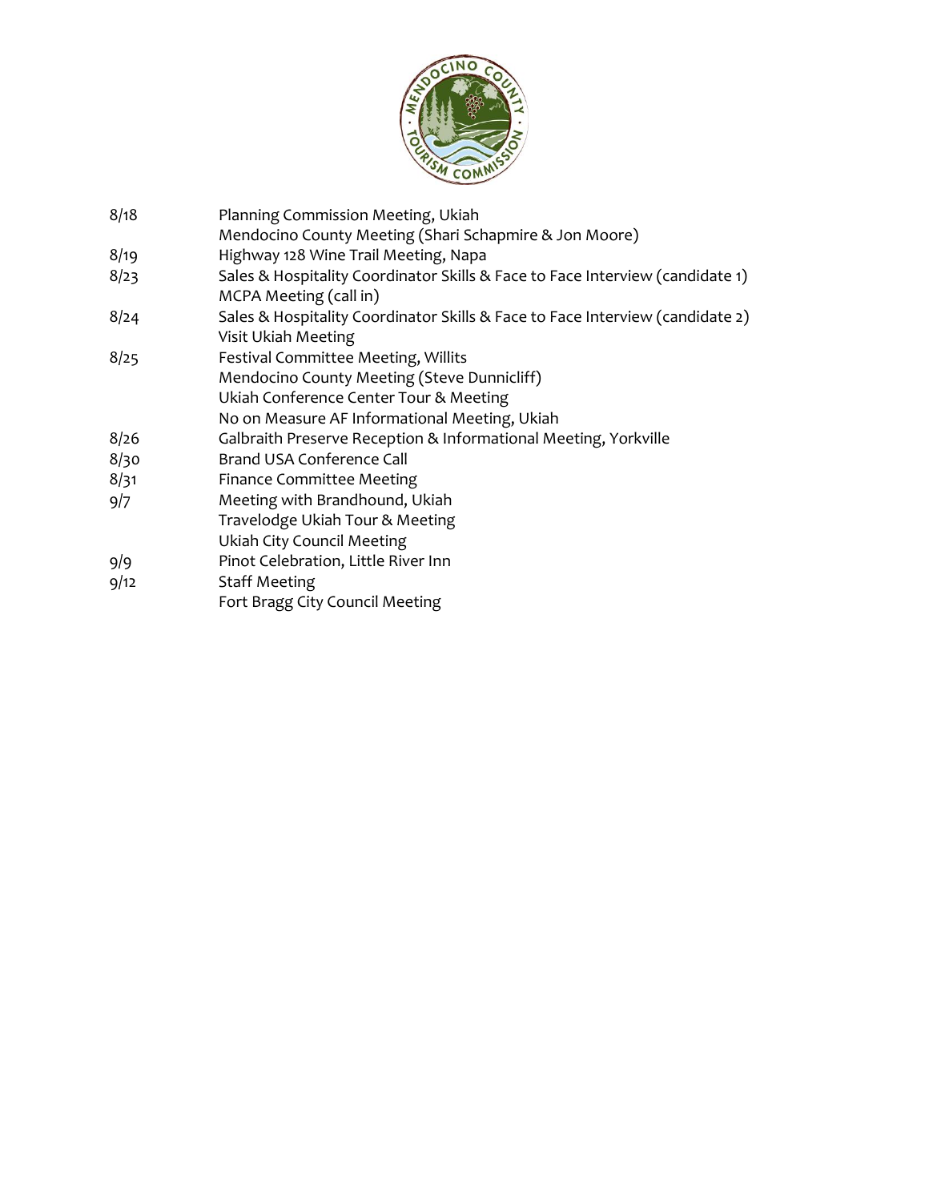| | |
|---|---|
| 8/18 | Planning Commission Meeting, Ukiah |
| | Mendocino County Meeting (Shari Schapmire & Jon Moore) |
| 8/19 | Highway 128 Wine Trail Meeting, Napa |
| 8/23 | Sales & Hospitality Coordinator Skills & Face to Face Interview (candidate 1) |
| | MCPA Meeting (call in) |
| 8/24 | Sales & Hospitality Coordinator Skills & Face to Face Interview (candidate 2) |
| | Visit Ukiah Meeting |
| 8/25 | Festival Committee Meeting, Willits |
| | Mendocino County Meeting (Steve Dunnicliff) |
| | Ukiah Conference Center Tour & Meeting |
| | No on Measure AF Informational Meeting, Ukiah |
| 8/26 | Galbraith Preserve Reception & Informational Meeting, Yorkville |
| 8/30 | Brand USA Conference Call |
| 8/31 | Finance Committee Meeting |
| 9/7 | Meeting with Brandhound, Ukiah |
| | Travelodge Ukiah Tour & Meeting |
| | Ukiah City Council Meeting |
| 9/9 | Pinot Celebration, Little River Inn |
| 9/12 | Staff Meeting |
| | Fort Bragg City Council Meeting |